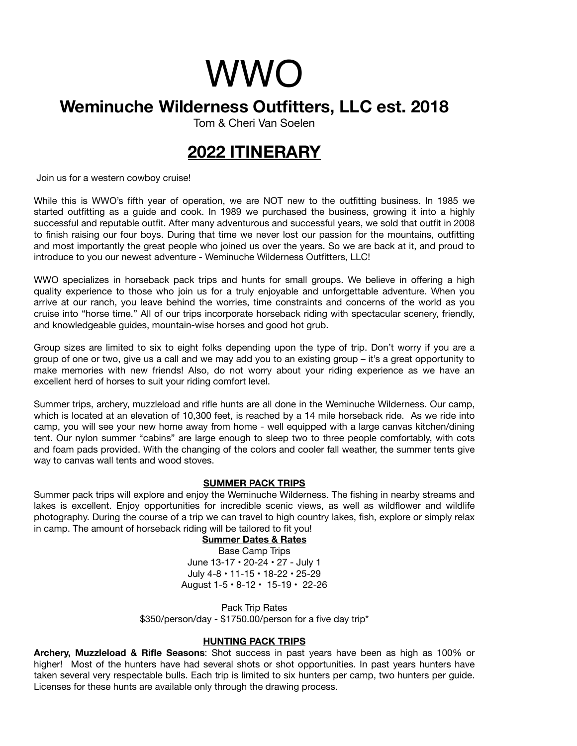# WWO

## Weminuche Wilderness Outfitters, LLC est. 2018

Tom & Cheri Van Soelen

## 2022 ITINERARY

Join us for a western cowboy cruise!

While this is WWO's fifth year of operation, we are NOT new to the outfitting business. In 1985 we started outfitting as a guide and cook. In 1989 we purchased the business, growing it into a highly successful and reputable outfit. After many adventurous and successful years, we sold that outfit in 2008 to finish raising our four boys. During that time we never lost our passion for the mountains, outfitting and most importantly the great people who joined us over the years. So we are back at it, and proud to introduce to you our newest adventure - Weminuche Wilderness Outfitters, LLC!

WWO specializes in horseback pack trips and hunts for small groups. We believe in offering a high quality experience to those who join us for a truly enjoyable and unforgettable adventure. When you arrive at our ranch, you leave behind the worries, time constraints and concerns of the world as you cruise into "horse time." All of our trips incorporate horseback riding with spectacular scenery, friendly, and knowledgeable guides, mountain-wise horses and good hot grub.

Group sizes are limited to six to eight folks depending upon the type of trip. Don't worry if you are a group of one or two, give us a call and we may add you to an existing group – it's a great opportunity to make memories with new friends! Also, do not worry about your riding experience as we have an excellent herd of horses to suit your riding comfort level.

Summer trips, archery, muzzleload and rifle hunts are all done in the Weminuche Wilderness. Our camp, which is located at an elevation of 10,300 feet, is reached by a 14 mile horseback ride. As we ride into camp, you will see your new home away from home - well equipped with a large canvas kitchen/dining tent. Our nylon summer "cabins" are large enough to sleep two to three people comfortably, with cots and foam pads provided. With the changing of the colors and cooler fall weather, the summer tents give way to canvas wall tents and wood stoves.

### SUMMER PACK TRIPS

Summer pack trips will explore and enjoy the Weminuche Wilderness. The fishing in nearby streams and lakes is excellent. Enjoy opportunities for incredible scenic views, as well as wildflower and wildlife photography. During the course of a trip we can travel to high country lakes, fish, explore or simply relax in camp. The amount of horseback riding will be tailored to fit you!

**Summer Dates & Rates**

Base Camp Trips
June 13-17 • 20-24 • 27 - July 1
July 4-8 • 11-15 • 18-22 • 25-29
August 1-5 • 8-12 • 15-19 • 22-26

Pack Trip Rates
$350/person/day - $1750.00/person for a five day trip*

### HUNTING PACK TRIPS

**Archery, Muzzleload & Rifle Seasons**: Shot success in past years have been as high as 100% or higher! Most of the hunters have had several shots or shot opportunities. In past years hunters have taken several very respectable bulls. Each trip is limited to six hunters per camp, two hunters per guide. Licenses for these hunts are available only through the drawing process.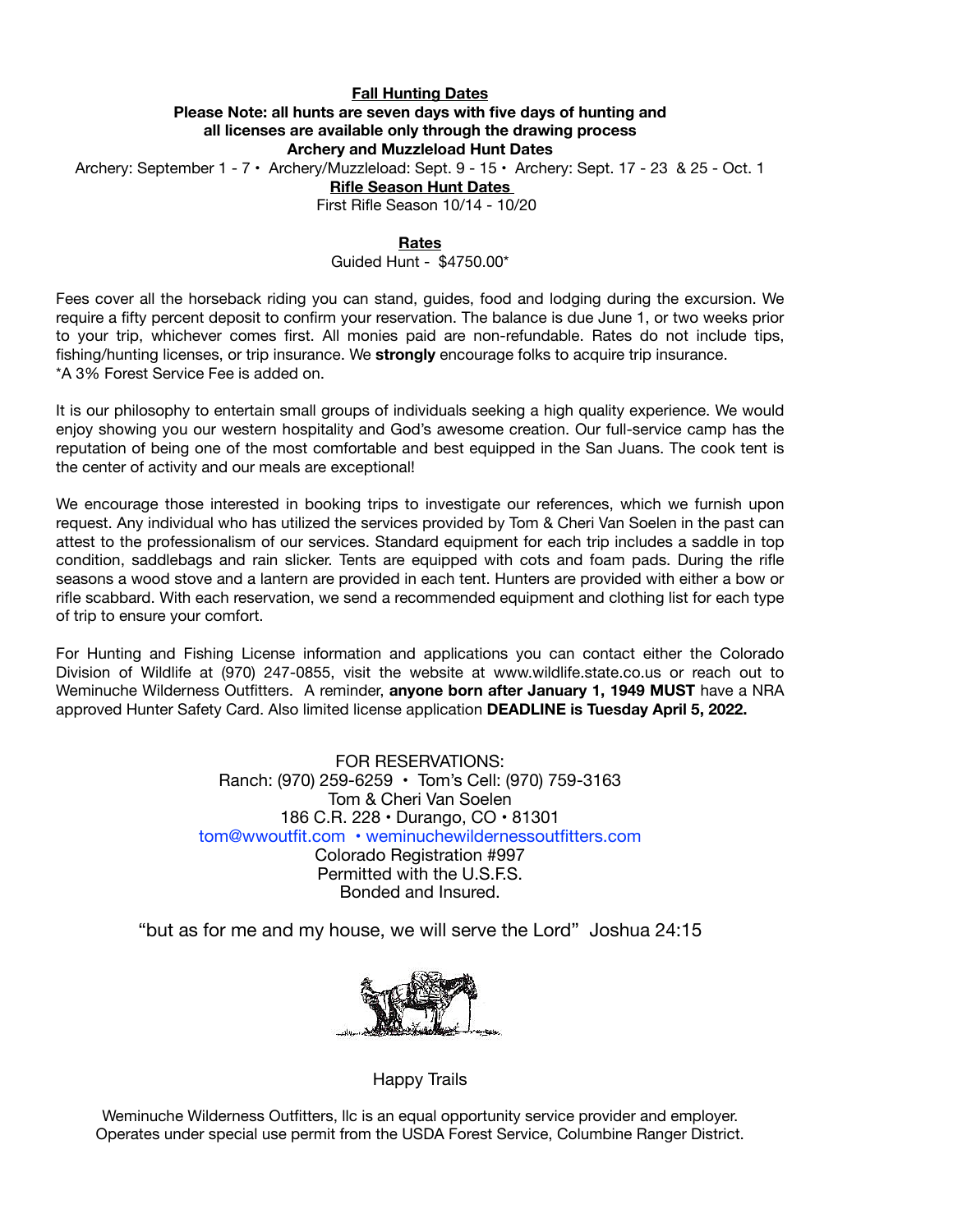**Fall Hunting Dates**

**Please Note: all hunts are seven days with five days of hunting and all licenses are available only through the drawing process**

**Archery and Muzzleload Hunt Dates**

Archery: September 1 - 7 • Archery/Muzzleload: Sept. 9 - 15 • Archery: Sept. 17 - 23 & 25 - Oct. 1

**Rifle Season Hunt Dates**

First Rifle Season 10/14 - 10/20

**Rates**

Guided Hunt - $4750.00*

Fees cover all the horseback riding you can stand, guides, food and lodging during the excursion. We require a fifty percent deposit to confirm your reservation. The balance is due June 1, or two weeks prior to your trip, whichever comes first. All monies paid are non-refundable. Rates do not include tips, fishing/hunting licenses, or trip insurance. We **strongly** encourage folks to acquire trip insurance.
*A 3% Forest Service Fee is added on.

It is our philosophy to entertain small groups of individuals seeking a high quality experience. We would enjoy showing you our western hospitality and God's awesome creation. Our full-service camp has the reputation of being one of the most comfortable and best equipped in the San Juans. The cook tent is the center of activity and our meals are exceptional!

We encourage those interested in booking trips to investigate our references, which we furnish upon request. Any individual who has utilized the services provided by Tom & Cheri Van Soelen in the past can attest to the professionalism of our services. Standard equipment for each trip includes a saddle in top condition, saddlebags and rain slicker. Tents are equipped with cots and foam pads. During the rifle seasons a wood stove and a lantern are provided in each tent. Hunters are provided with either a bow or rifle scabbard. With each reservation, we send a recommended equipment and clothing list for each type of trip to ensure your comfort.

For Hunting and Fishing License information and applications you can contact either the Colorado Division of Wildlife at (970) 247-0855, visit the website at www.wildlife.state.co.us or reach out to Weminuche Wilderness Outfitters. A reminder, **anyone born after January 1, 1949 MUST** have a NRA approved Hunter Safety Card. Also limited license application **DEADLINE is Tuesday April 5, 2022.**

FOR RESERVATIONS:
Ranch: (970) 259-6259 • Tom's Cell: (970) 759-3163
Tom & Cheri Van Soelen
186 C.R. 228 • Durango, CO • 81301
tom@wwoutfit.com • weminuchewildernessoutfitters.com
Colorado Registration #997
Permitted with the U.S.F.S.
Bonded and Insured.

"but as for me and my house, we will serve the Lord" Joshua 24:15

Happy Trails

Weminuche Wilderness Outfitters, llc is an equal opportunity service provider and employer.
Operates under special use permit from the USDA Forest Service, Columbine Ranger District.